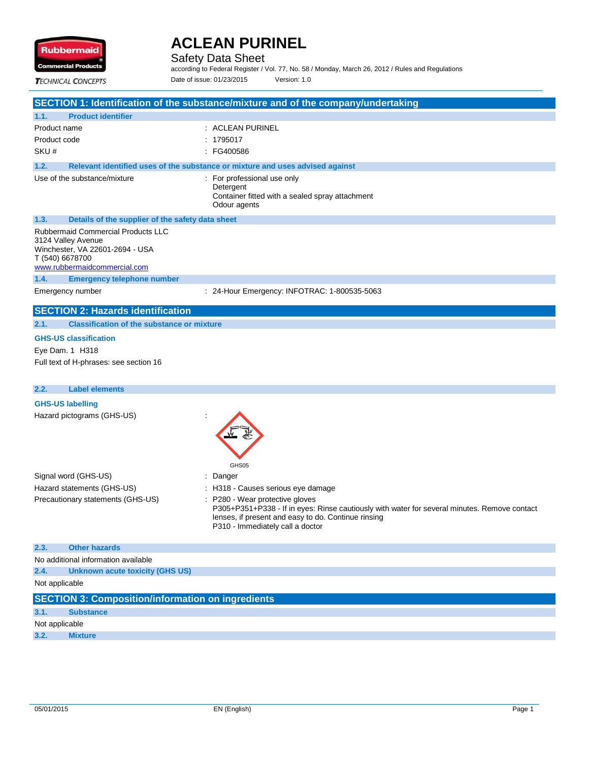# ACLEAN PURINEL

Safety Data Sheet

according to Federal Register / Vol. 77, No. 58 / Monday, March 26, 2012 / Rules and Regulations

Date of issue: 01/23/2015 Version: 1.0

## SECTION 1: Identification of the substance/mixture and of the company/undertaking

### 1.1. Product identifier

| | |
|---|---|
| Product name | : ACLEAN PURINEL |
| Product code | : 1795017 |
| SKU # | : FG400586 |

### 1.2. Relevant identified uses of the substance or mixture and uses advised against

Use of the substance/mixture : For professional use only
Detergent
Container fitted with a sealed spray attachment
Odour agents

### 1.3. Details of the supplier of the safety data sheet

Rubbermaid Commercial Products LLC
3124 Valley Avenue
Winchester, VA 22601-2694 - USA
T (540) 6678700
www.rubbermaidcommercial.com

### 1.4. Emergency telephone number

Emergency number : 24-Hour Emergency: INFOTRAC: 1-800535-5063

## SECTION 2: Hazards identification

### 2.1. Classification of the substance or mixture

**GHS-US classification**

Eye Dam. 1 H318

Full text of H-phrases: see section 16

### 2.2. Label elements

**GHS-US labelling**

Hazard pictograms (GHS-US) :

GHS05

Signal word (GHS-US) : Danger

Hazard statements (GHS-US) : H318 - Causes serious eye damage

Precautionary statements (GHS-US) : P280 - Wear protective gloves
P305+P351+P338 - If in eyes: Rinse cautiously with water for several minutes. Remove contact lenses, if present and easy to do. Continue rinsing
P310 - Immediately call a doctor

### 2.3. Other hazards

No additional information available

### 2.4. Unknown acute toxicity (GHS US)

Not applicable

## SECTION 3: Composition/information on ingredients

### 3.1. Substance

Not applicable

### 3.2. Mixture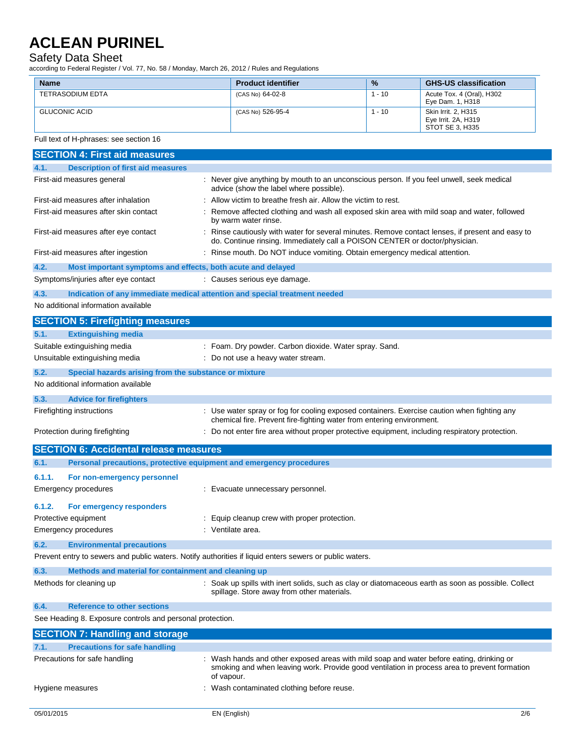| Name | Product identifier | % | GHS-US classification |
| --- | --- | --- | --- |
| TETRASODIUM EDTA | (CAS No) 64-02-8 | 1 - 10 | Acute Tox. 4 (Oral), H302<br>Eye Dam. 1, H318 |
| GLUCONIC ACID | (CAS No) 526-95-4 | 1 - 10 | Skin Irrit. 2, H315<br>Eye Irrit. 2A, H319<br>STOT SE 3, H335 |

Full text of H-phrases: see section 16

## SECTION 4: First aid measures

### 4.1. Description of first aid measures

| | |
| --- | --- |
| First-aid measures general | : Never give anything by mouth to an unconscious person. If you feel unwell, seek medical advice (show the label where possible). |
| First-aid measures after inhalation | : Allow victim to breathe fresh air. Allow the victim to rest. |
| First-aid measures after skin contact | : Remove affected clothing and wash all exposed skin area with mild soap and water, followed by warm water rinse. |
| First-aid measures after eye contact | : Rinse cautiously with water for several minutes. Remove contact lenses, if present and easy to do. Continue rinsing. Immediately call a POISON CENTER or doctor/physician. |
| First-aid measures after ingestion | : Rinse mouth. Do NOT induce vomiting. Obtain emergency medical attention. |

### 4.2. Most important symptoms and effects, both acute and delayed

| | |
| --- | --- |
| Symptoms/injuries after eye contact | : Causes serious eye damage. |

### 4.3. Indication of any immediate medical attention and special treatment needed

No additional information available

## SECTION 5: Firefighting measures

### 5.1. Extinguishing media

| | |
| --- | --- |
| Suitable extinguishing media | : Foam. Dry powder. Carbon dioxide. Water spray. Sand. |
| Unsuitable extinguishing media | : Do not use a heavy water stream. |

### 5.2. Special hazards arising from the substance or mixture

No additional information available

### 5.3. Advice for firefighters

| | |
| --- | --- |
| Firefighting instructions | : Use water spray or fog for cooling exposed containers. Exercise caution when fighting any chemical fire. Prevent fire-fighting water from entering environment. |
| Protection during firefighting | : Do not enter fire area without proper protective equipment, including respiratory protection. |

## SECTION 6: Accidental release measures

### 6.1. Personal precautions, protective equipment and emergency procedures

#### 6.1.1. For non-emergency personnel

| | |
| --- | --- |
| Emergency procedures | : Evacuate unnecessary personnel. |

#### 6.1.2. For emergency responders

| | |
| --- | --- |
| Protective equipment | : Equip cleanup crew with proper protection. |
| Emergency procedures | : Ventilate area. |

### 6.2. Environmental precautions

Prevent entry to sewers and public waters. Notify authorities if liquid enters sewers or public waters.

### 6.3. Methods and material for containment and cleaning up

| | |
| --- | --- |
| Methods for cleaning up | : Soak up spills with inert solids, such as clay or diatomaceous earth as soon as possible. Collect spillage. Store away from other materials. |

### 6.4. Reference to other sections

See Heading 8. Exposure controls and personal protection.

## SECTION 7: Handling and storage

### 7.1. Precautions for safe handling

| | |
| --- | --- |
| Precautions for safe handling | : Wash hands and other exposed areas with mild soap and water before eating, drinking or smoking and when leaving work. Provide good ventilation in process area to prevent formation of vapour. |
| Hygiene measures | : Wash contaminated clothing before reuse. |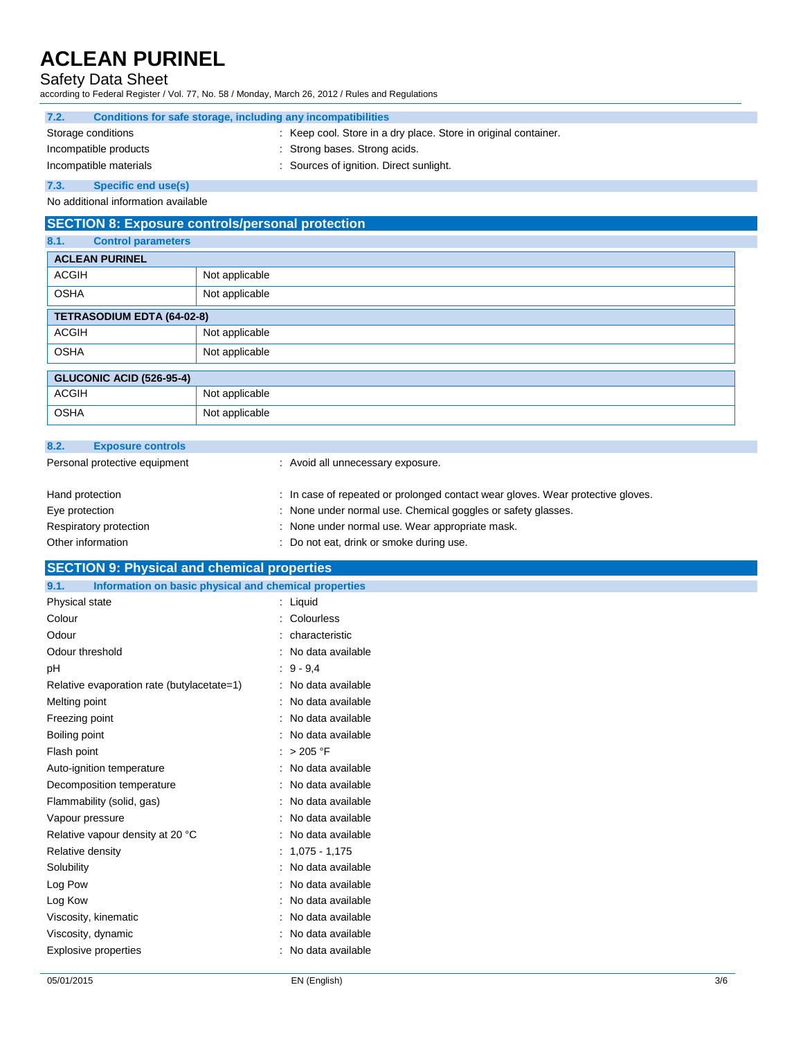### 7.2. Conditions for safe storage, including any incompatibilities

| | |
|---|---|
| Storage conditions | : Keep cool. Store in a dry place. Store in original container. |
| Incompatible products | : Strong bases. Strong acids. |
| Incompatible materials | : Sources of ignition. Direct sunlight. |

### 7.3. Specific end use(s)

No additional information available

## SECTION 8: Exposure controls/personal protection

### 8.1. Control parameters

| ACLEAN PURINEL | |
|---|---|
| ACGIH | Not applicable |
| OSHA | Not applicable |

| TETRASODIUM EDTA (64-02-8) | |
|---|---|
| ACGIH | Not applicable |
| OSHA | Not applicable |

| GLUCONIC ACID (526-95-4) | |
|---|---|
| ACGIH | Not applicable |
| OSHA | Not applicable |

### 8.2. Exposure controls

| | |
|---|---|
| Personal protective equipment | : Avoid all unnecessary exposure. |
| Hand protection | : In case of repeated or prolonged contact wear gloves. Wear protective gloves. |
| Eye protection | : None under normal use. Chemical goggles or safety glasses. |
| Respiratory protection | : None under normal use. Wear appropriate mask. |
| Other information | : Do not eat, drink or smoke during use. |

## SECTION 9: Physical and chemical properties

### 9.1. Information on basic physical and chemical properties

| | |
|---|---|
| Physical state | : Liquid |
| Colour | : Colourless |
| Odour | : characteristic |
| Odour threshold | : No data available |
| pH | : 9 - 9,4 |
| Relative evaporation rate (butylacetate=1) | : No data available |
| Melting point | : No data available |
| Freezing point | : No data available |
| Boiling point | : No data available |
| Flash point | : > 205 °F |
| Auto-ignition temperature | : No data available |
| Decomposition temperature | : No data available |
| Flammability (solid, gas) | : No data available |
| Vapour pressure | : No data available |
| Relative vapour density at 20 °C | : No data available |
| Relative density | : 1,075 - 1,175 |
| Solubility | : No data available |
| Log Pow | : No data available |
| Log Kow | : No data available |
| Viscosity, kinematic | : No data available |
| Viscosity, dynamic | : No data available |
| Explosive properties | : No data available |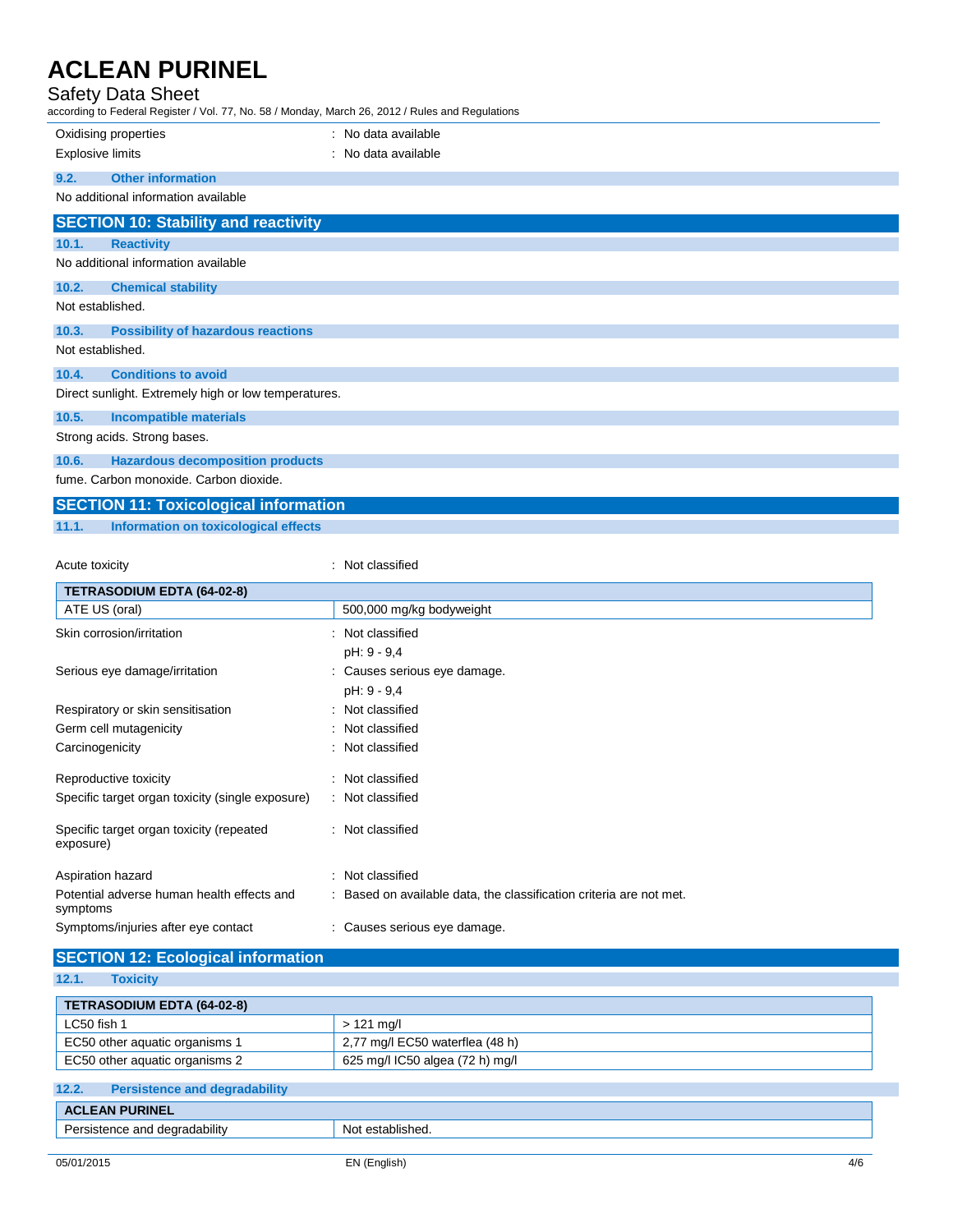Oxidising properties : No data available

Explosive limits : No data available

### 9.2. Other information

No additional information available

## SECTION 10: Stability and reactivity

### 10.1. Reactivity

No additional information available

### 10.2. Chemical stability

Not established.

### 10.3. Possibility of hazardous reactions

Not established.

### 10.4. Conditions to avoid

Direct sunlight. Extremely high or low temperatures.

### 10.5. Incompatible materials

Strong acids. Strong bases.

### 10.6. Hazardous decomposition products

fume. Carbon monoxide. Carbon dioxide.

## SECTION 11: Toxicological information

### 11.1. Information on toxicological effects

Acute toxicity : Not classified

| TETRASODIUM EDTA (64-02-8) | |
|---|---|
| ATE US (oral) | 500,000 mg/kg bodyweight |

Skin corrosion/irritation : Not classified
pH: 9 - 9,4

Serious eye damage/irritation : Causes serious eye damage.
pH: 9 - 9,4

Respiratory or skin sensitisation : Not classified

Germ cell mutagenicity : Not classified

Carcinogenicity : Not classified

Reproductive toxicity : Not classified

Specific target organ toxicity (single exposure) : Not classified

Specific target organ toxicity (repeated exposure) : Not classified

Aspiration hazard : Not classified

Potential adverse human health effects and symptoms : Based on available data, the classification criteria are not met.

Symptoms/injuries after eye contact : Causes serious eye damage.

## SECTION 12: Ecological information

### 12.1. Toxicity

| TETRASODIUM EDTA (64-02-8) | |
|---|---|
| LC50 fish 1 | > 121 mg/l |
| EC50 other aquatic organisms 1 | 2,77 mg/l EC50 waterflea (48 h) |
| EC50 other aquatic organisms 2 | 625 mg/l IC50 algea (72 h) mg/l |

### 12.2. Persistence and degradability

| ACLEAN PURINEL | |
|---|---|
| Persistence and degradability | Not established. |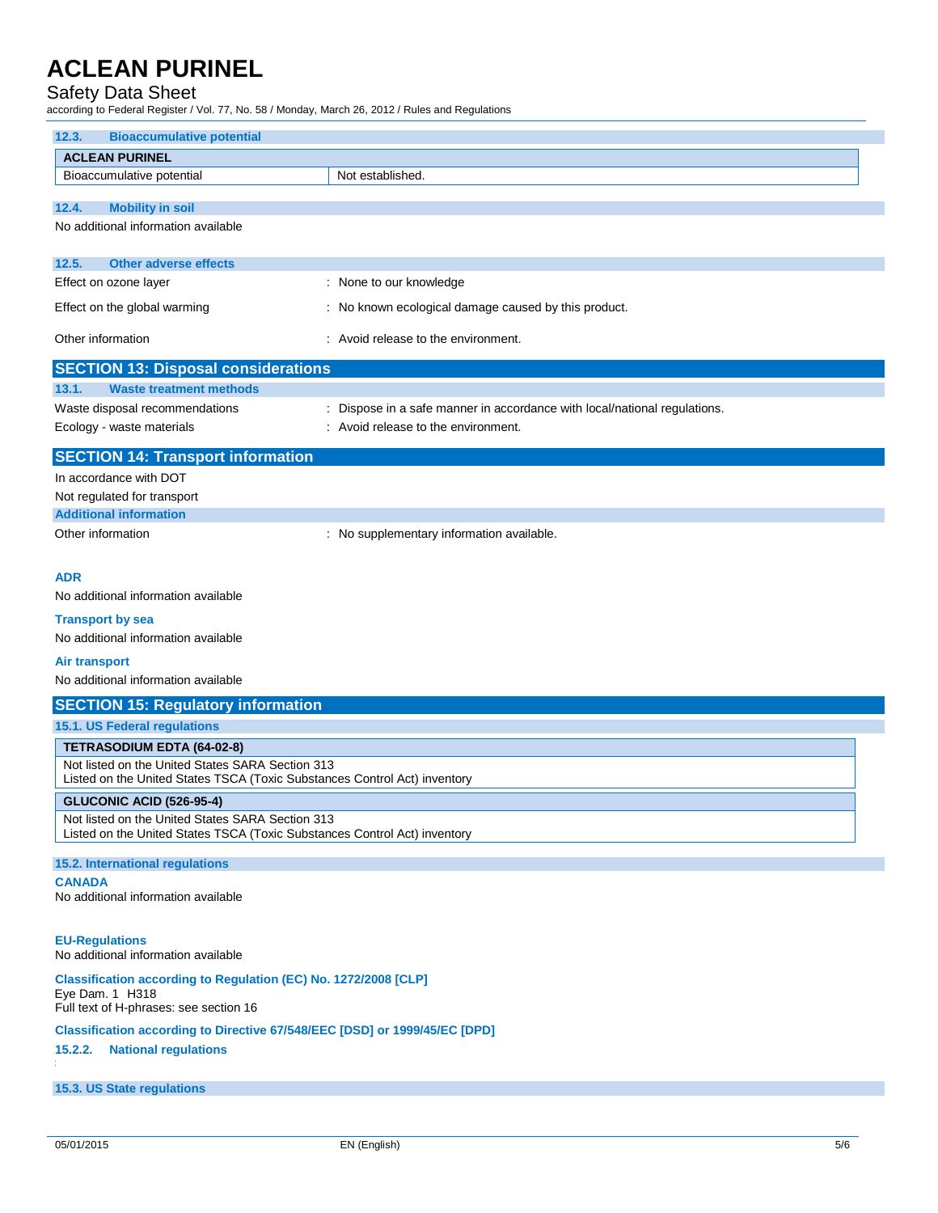### 12.3. Bioaccumulative potential

| ACLEAN PURINEL | |
|---|---|
| Bioaccumulative potential | Not established. |

### 12.4. Mobility in soil

No additional information available

### 12.5. Other adverse effects

Effect on ozone layer : None to our knowledge

Effect on the global warming : No known ecological damage caused by this product.

Other information : Avoid release to the environment.

## SECTION 13: Disposal considerations

### 13.1. Waste treatment methods

Waste disposal recommendations : Dispose in a safe manner in accordance with local/national regulations.

Ecology - waste materials : Avoid release to the environment.

## SECTION 14: Transport information

In accordance with DOT

Not regulated for transport

### Additional information

Other information : No supplementary information available.

#### ADR

No additional information available

#### Transport by sea

No additional information available

#### Air transport

No additional information available

## SECTION 15: Regulatory information

### 15.1. US Federal regulations

| TETRASODIUM EDTA (64-02-8) |
|---|
| Not listed on the United States SARA Section 313<br>Listed on the United States TSCA (Toxic Substances Control Act) inventory |

| GLUCONIC ACID (526-95-4) |
|---|
| Not listed on the United States SARA Section 313<br>Listed on the United States TSCA (Toxic Substances Control Act) inventory |

### 15.2. International regulations

#### CANADA

No additional information available

#### EU-Regulations

No additional information available

#### Classification according to Regulation (EC) No. 1272/2008 [CLP]

Eye Dam. 1 H318

Full text of H-phrases: see section 16

#### Classification according to Directive 67/548/EEC [DSD] or 1999/45/EC [DPD]

#### 15.2.2. National regulations

### 15.3. US State regulations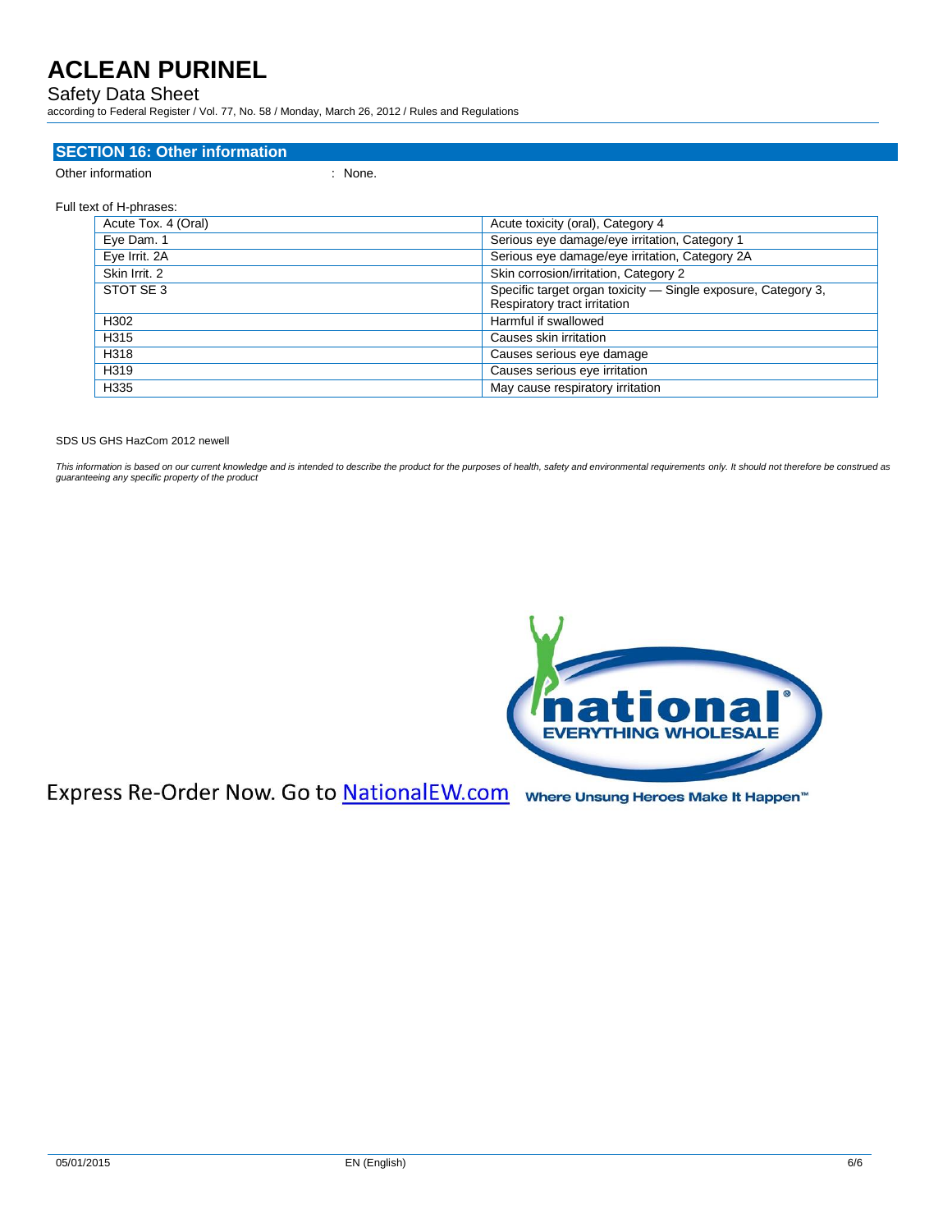## SECTION 16: Other information

Other information : None.

Full text of H-phrases:

| | |
|---|---|
| Acute Tox. 4 (Oral) | Acute toxicity (oral), Category 4 |
| Eye Dam. 1 | Serious eye damage/eye irritation, Category 1 |
| Eye Irrit. 2A | Serious eye damage/eye irritation, Category 2A |
| Skin Irrit. 2 | Skin corrosion/irritation, Category 2 |
| STOT SE 3 | Specific target organ toxicity — Single exposure, Category 3, Respiratory tract irritation |
| H302 | Harmful if swallowed |
| H315 | Causes skin irritation |
| H318 | Causes serious eye damage |
| H319 | Causes serious eye irritation |
| H335 | May cause respiratory irritation |

SDS US GHS HazCom 2012 newell

*This information is based on our current knowledge and is intended to describe the product for the purposes of health, safety and environmental requirements only. It should not therefore be construed as guaranteeing any specific property of the product*

national® EVERYTHING WHOLESALE

Express Re-Order Now. Go to NationalEW.com Where Unsung Heroes Make It Happen™